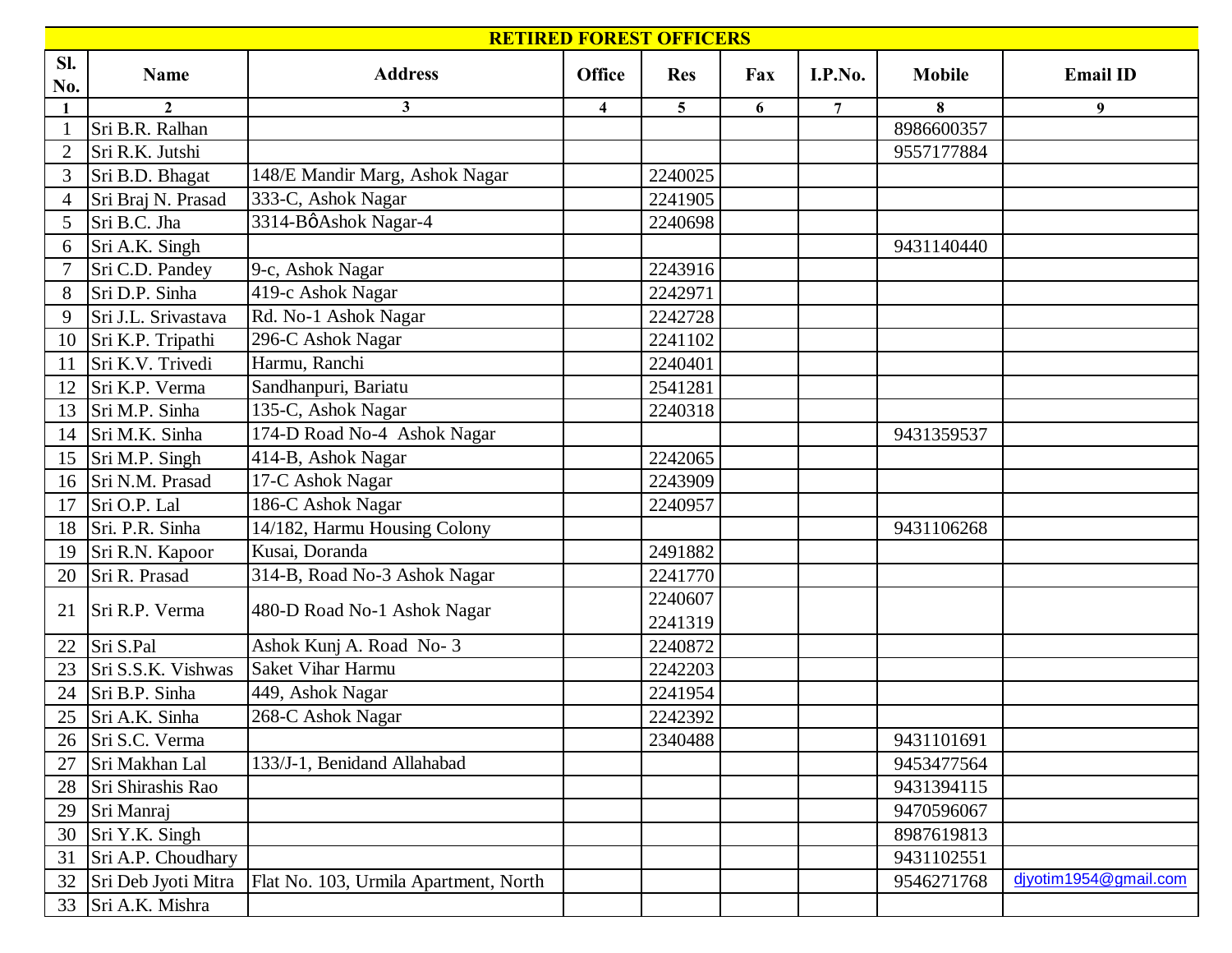## RETIRED FOREST OFFICERS

| Sl. No. | Name | Address | Office | Res | Fax | I.P.No. | Mobile | Email ID |
|---|---|---|---|---|---|---|---|---|
| 1 | 2 | 3 | 4 | 5 | 6 | 7 | 8 | 9 |
| 1 | Sri B.R. Ralhan | | | | | | 8986600357 | |
| 2 | Sri R.K. Jutshi | | | | | | 9557177884 | |
| 3 | Sri B.D. Bhagat | 148/E Mandir Marg, Ashok Nagar | | 2240025 | | | | |
| 4 | Sri Braj N. Prasad | 333-C, Ashok Nagar | | 2241905 | | | | |
| 5 | Sri B.C. Jha | 3314-BôAshok Nagar-4 | | 2240698 | | | | |
| 6 | Sri A.K. Singh | | | | | | 9431140440 | |
| 7 | Sri C.D. Pandey | 9-c, Ashok Nagar | | 2243916 | | | | |
| 8 | Sri D.P. Sinha | 419-c Ashok Nagar | | 2242971 | | | | |
| 9 | Sri J.L. Srivastava | Rd. No-1 Ashok Nagar | | 2242728 | | | | |
| 10 | Sri K.P. Tripathi | 296-C Ashok Nagar | | 2241102 | | | | |
| 11 | Sri K.V. Trivedi | Harmu, Ranchi | | 2240401 | | | | |
| 12 | Sri K.P. Verma | Sandhanpuri, Bariatu | | 2541281 | | | | |
| 13 | Sri M.P. Sinha | 135-C, Ashok Nagar | | 2240318 | | | | |
| 14 | Sri M.K. Sinha | 174-D Road No-4 Ashok Nagar | | | | | 9431359537 | |
| 15 | Sri M.P. Singh | 414-B, Ashok Nagar | | 2242065 | | | | |
| 16 | Sri N.M. Prasad | 17-C Ashok Nagar | | 2243909 | | | | |
| 17 | Sri O.P. Lal | 186-C Ashok Nagar | | 2240957 | | | | |
| 18 | Sri. P.R. Sinha | 14/182, Harmu Housing Colony | | | | | 9431106268 | |
| 19 | Sri R.N. Kapoor | Kusai, Doranda | | 2491882 | | | | |
| 20 | Sri R. Prasad | 314-B, Road No-3 Ashok Nagar | | 2241770 | | | | |
| 21 | Sri R.P. Verma | 480-D Road No-1 Ashok Nagar | | 2240607 2241319 | | | | |
| 22 | Sri S.Pal | Ashok Kunj A. Road No- 3 | | 2240872 | | | | |
| 23 | Sri S.S.K. Vishwas | Saket Vihar Harmu | | 2242203 | | | | |
| 24 | Sri B.P. Sinha | 449, Ashok Nagar | | 2241954 | | | | |
| 25 | Sri A.K. Sinha | 268-C Ashok Nagar | | 2242392 | | | | |
| 26 | Sri S.C. Verma | | | 2340488 | | | 9431101691 | |
| 27 | Sri Makhan Lal | 133/J-1, Benidand Allahabad | | | | | 9453477564 | |
| 28 | Sri Shirashis Rao | | | | | | 9431394115 | |
| 29 | Sri Manraj | | | | | | 9470596067 | |
| 30 | Sri Y.K. Singh | | | | | | 8987619813 | |
| 31 | Sri A.P. Choudhary | | | | | | 9431102551 | |
| 32 | Sri Deb Jyoti Mitra | Flat No. 103, Urmila Apartment, North | | | | | 9546271768 | djyotim1954@gmail.com |
| 33 | Sri A.K. Mishra | | | | | | | |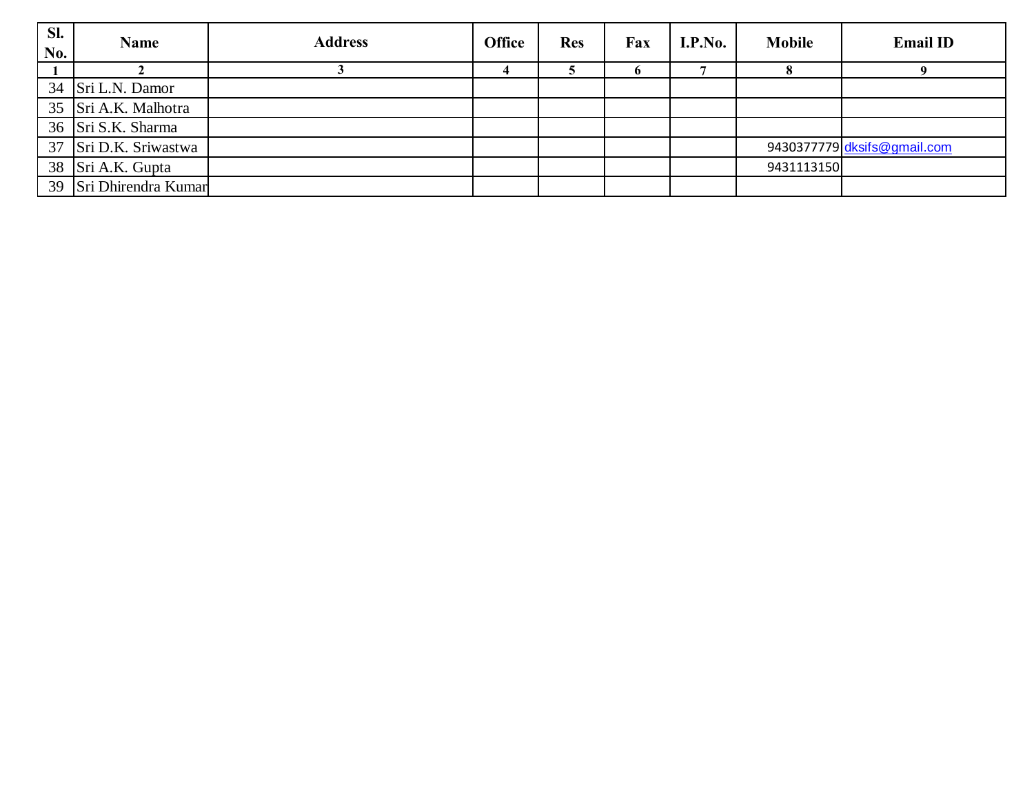| Sl. No. | Name | Address | Office | Res | Fax | I.P.No. | Mobile | Email ID |
|---|---|---|---|---|---|---|---|---|
| 1 | 2 | 3 | 4 | 5 | 6 | 7 | 8 | 9 |
| 34 | Sri L.N. Damor | | | | | | | |
| 35 | Sri A.K. Malhotra | | | | | | | |
| 36 | Sri S.K. Sharma | | | | | | | |
| 37 | Sri D.K. Sriwastwa | | | | | | 9430377779 | dksifs@gmail.com |
| 38 | Sri A.K. Gupta | | | | | | 9431113150 | |
| 39 | Sri Dhirendra Kumar | | | | | | | |